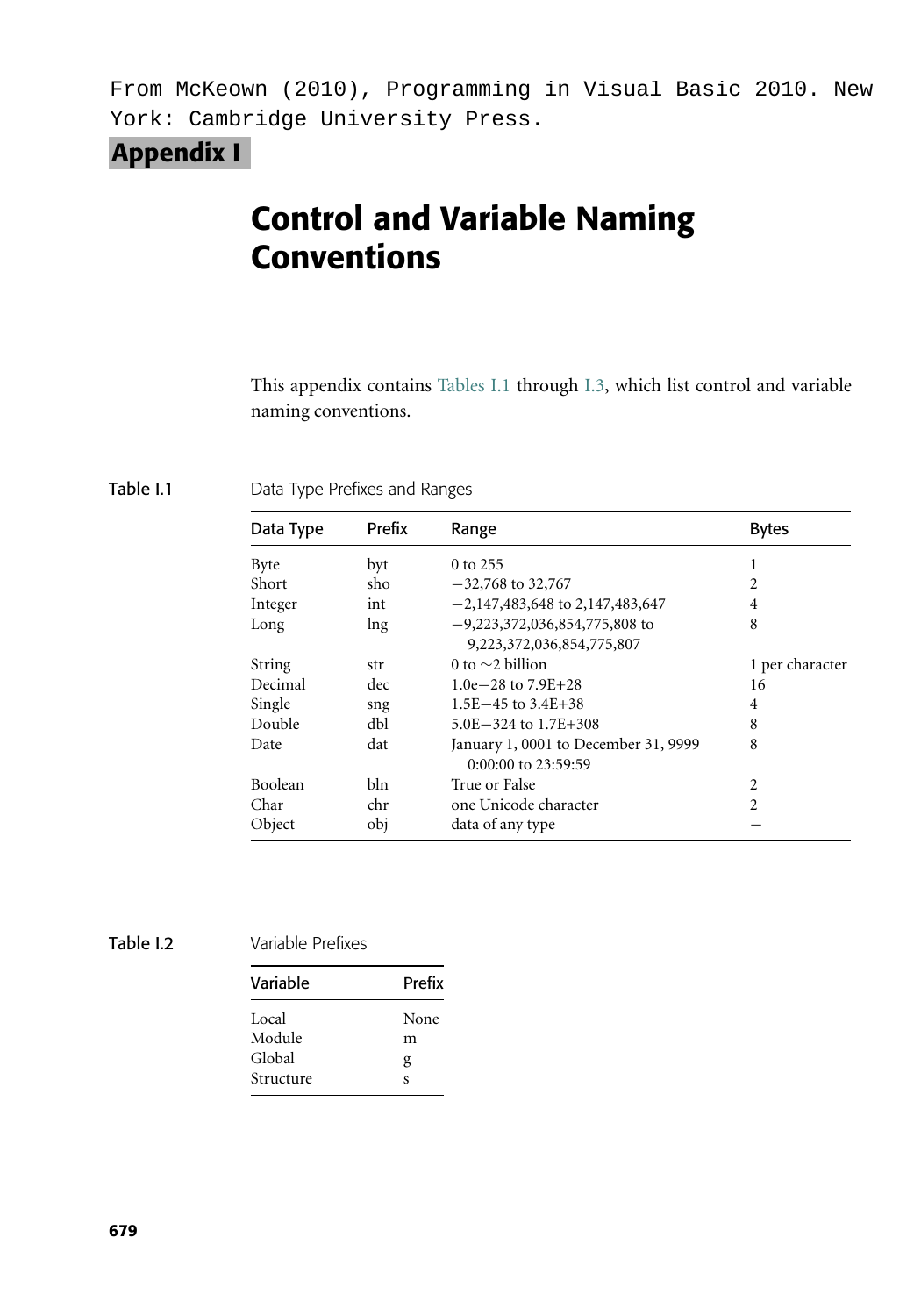From McKeown (2010), Programming in Visual Basic 2010. New York: Cambridge University Press.

# Appendix I

## Control and Variable Naming Conventions

This appendix contains Tables I.1 through I.3, which list control and variable naming conventions.

**Table I.1** Data Type Prefixes and Ranges

| Data Type | Prefix | Range | Bytes |
|---|---|---|---|
| Byte | byt | 0 to 255 | 1 |
| Short | sho | −32,768 to 32,767 | 2 |
| Integer | int | −2,147,483,648 to 2,147,483,647 | 4 |
| Long | lng | −9,223,372,036,854,775,808 to 9,223,372,036,854,775,807 | 8 |
| String | str | 0 to ∼2 billion | 1 per character |
| Decimal | dec | 1.0e−28 to 7.9E+28 | 16 |
| Single | sng | 1.5E−45 to 3.4E+38 | 4 |
| Double | dbl | 5.0E−324 to 1.7E+308 | 8 |
| Date | dat | January 1, 0001 to December 31, 9999 0:00:00 to 23:59:59 | 8 |
| Boolean | bln | True or False | 2 |
| Char | chr | one Unicode character | 2 |
| Object | obj | data of any type | – |

**Table I.2** Variable Prefixes

| Variable | Prefix |
|---|---|
| Local | None |
| Module | m |
| Global | g |
| Structure | s |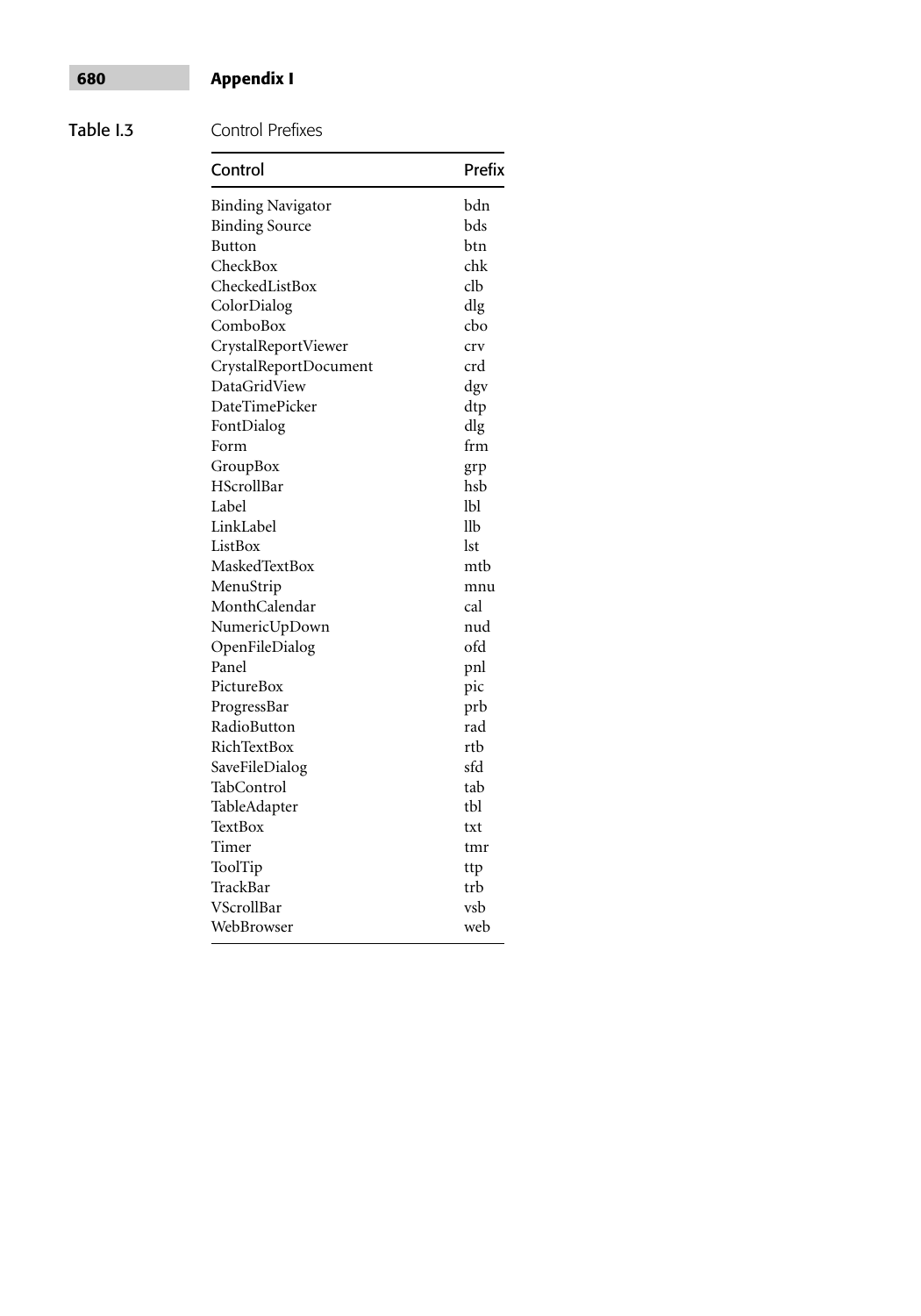**Table I.3** Control Prefixes

| Control | Prefix |
|---|---|
| Binding Navigator | bdn |
| Binding Source | bds |
| Button | btn |
| CheckBox | chk |
| CheckedListBox | clb |
| ColorDialog | dlg |
| ComboBox | cbo |
| CrystalReportViewer | crv |
| CrystalReportDocument | crd |
| DataGridView | dgv |
| DateTimePicker | dtp |
| FontDialog | dlg |
| Form | frm |
| GroupBox | grp |
| HScrollBar | hsb |
| Label | lbl |
| LinkLabel | llb |
| ListBox | lst |
| MaskedTextBox | mtb |
| MenuStrip | mnu |
| MonthCalendar | cal |
| NumericUpDown | nud |
| OpenFileDialog | ofd |
| Panel | pnl |
| PictureBox | pic |
| ProgressBar | prb |
| RadioButton | rad |
| RichTextBox | rtb |
| SaveFileDialog | sfd |
| TabControl | tab |
| TableAdapter | tbl |
| TextBox | txt |
| Timer | tmr |
| ToolTip | ttp |
| TrackBar | trb |
| VScrollBar | vsb |
| WebBrowser | web |